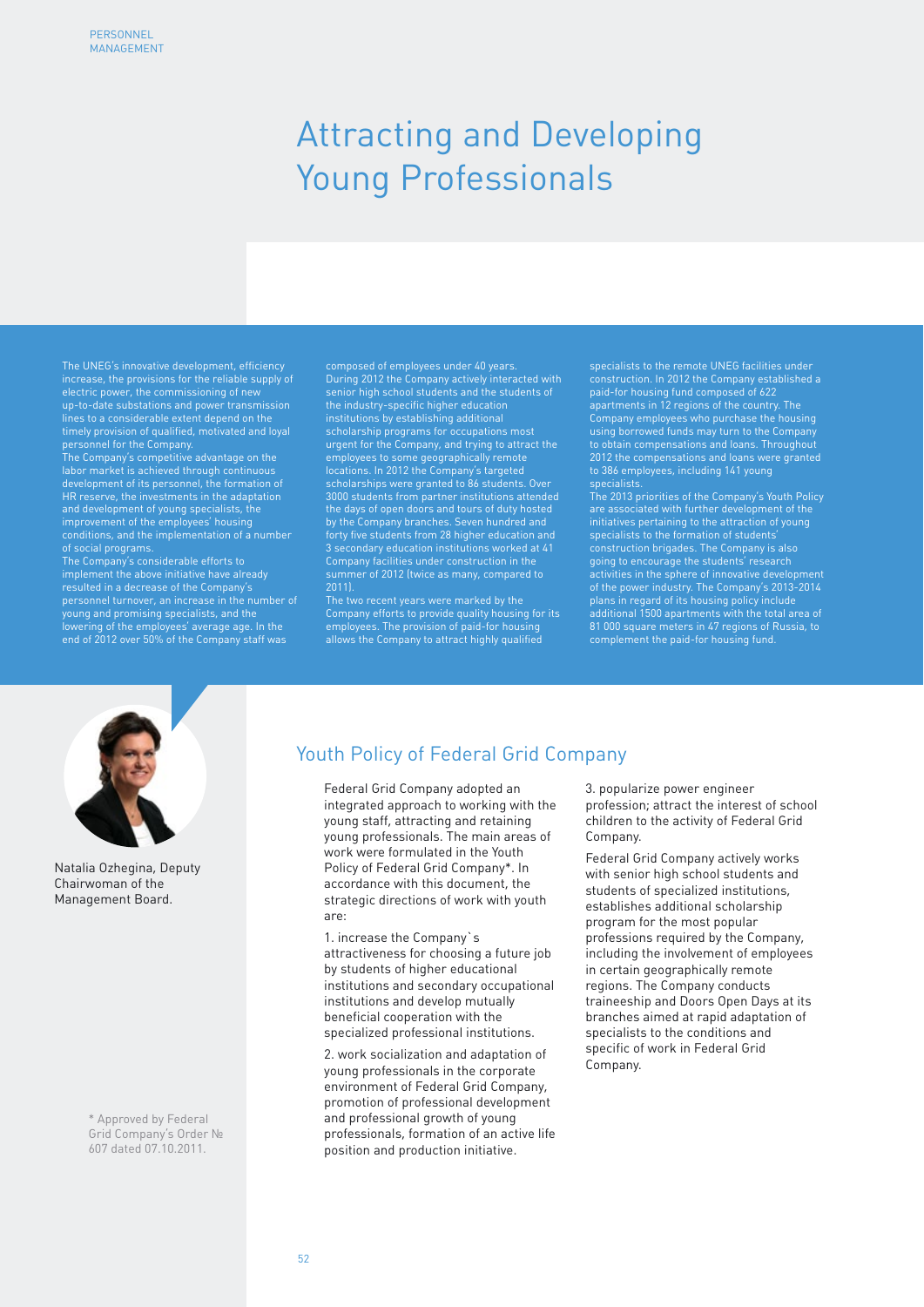# Attracting and Developing Young Professionals

The UNEG's innovative development, efficiency increase, the provisions for the reliable supply of electric power, the commissioning of new up-to-date substations and power transmission lines to a considerable extent depend on the timely provision of qualified, motivated and loyal personnel for the Company.

The Company's competitive advantage on the labor market is achieved through continuous development of its personnel, the formation of HR reserve, the investments in the adaptation and development of young specialists, the improvement of the employees' housing conditions, and the implementation of a number of social programs.

The Company's considerable efforts to implement the above initiative have already resulted in a decrease of the Company's personnel turnover, an increase in the number of young and promising specialists, and the lowering of the employees' average age. In the end of 2012 over 50% of the Company staff was composed of employees under 40 years.

During 2012 the Company actively interacted with senior high school students and the students of the industry-specific higher education institutions by establishing additional scholarship programs for occupations most urgent for the Company, and trying to attract the employees to some geographically remote locations. In 2012 the Company's targeted scholarships were granted to 86 students. Over 3000 students from partner institutions attended the days of open doors and tours of duty hosted by the Company branches. Seven hundred and forty five students from 28 higher education and 3 secondary education institutions worked at 41 Company facilities under construction in the summer of 2012 (twice as many, compared to 2011).

The two recent years were marked by the Company efforts to provide quality housing for its employees. The provision of paid-for housing allows the Company to attract highly qualified specialists to the remote UNEG facilities under construction. In 2012 the Company established a paid-for housing fund composed of 622 apartments in 12 regions of the country. The Company employees who purchase the housing using borrowed funds may turn to the Company to obtain compensations and loans. Throughout 2012 the compensations and loans were granted to 386 employees, including 141 young specialists.

The 2013 priorities of the Company's Youth Policy are associated with further development of the initiatives pertaining to the attraction of young specialists to the formation of students' construction brigades. The Company is also going to encourage the students' research activities in the sphere of innovative development of the power industry. The Company's 2013-2014 plans in regard of its housing policy include additional 1500 apartments with the total area of 81 000 square meters in 47 regions of Russia, to complement the paid-for housing fund.

Natalia Ozhegina, Deputy Chairwoman of the Management Board.

## Youth Policy of Federal Grid Company

Federal Grid Company adopted an integrated approach to working with the young staff, attracting and retaining young professionals. The main areas of work were formulated in the Youth Policy of Federal Grid Company*. In accordance with this document, the strategic directions of work with youth are:

1. increase the Company`s attractiveness for choosing a future job by students of higher educational institutions and secondary occupational institutions and develop mutually beneficial cooperation with the specialized professional institutions.

2. work socialization and adaptation of young professionals in the corporate environment of Federal Grid Company, promotion of professional development and professional growth of young professionals, formation of an active life position and production initiative.

3. popularize power engineer profession; attract the interest of school children to the activity of Federal Grid Company.

Federal Grid Company actively works with senior high school students and students of specialized institutions, establishes additional scholarship program for the most popular professions required by the Company, including the involvement of employees in certain geographically remote regions. The Company conducts traineeship and Doors Open Days at its branches aimed at rapid adaptation of specialists to the conditions and specific of work in Federal Grid Company.

\* Approved by Federal Grid Company's Order № 607 dated 07.10.2011.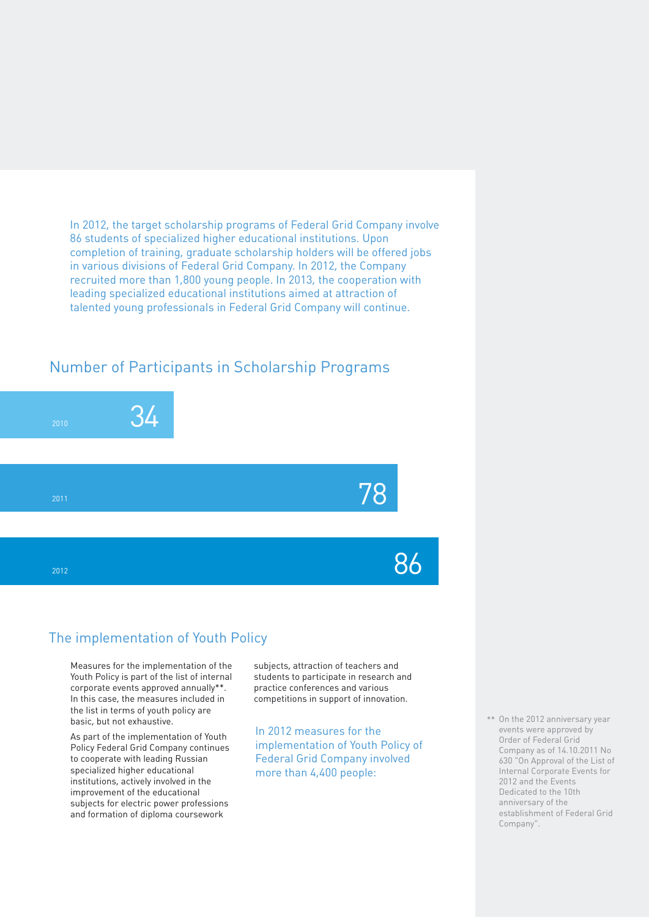In 2012, the target scholarship programs of Federal Grid Company involve 86 students of specialized higher educational institutions. Upon completion of training, graduate scholarship holders will be offered jobs in various divisions of Federal Grid Company. In 2012, the Company recruited more than 1,800 young people. In 2013, the cooperation with leading specialized educational institutions aimed at attraction of talented young professionals in Federal Grid Company will continue.

## Number of Participants in Scholarship Programs

| Year | Participants |
|---|---|
| 2010 | 34 |
| 2011 | 78 |
| 2012 | 86 |

## The implementation of Youth Policy

Measures for the implementation of the Youth Policy is part of the list of internal corporate events approved annually**. In this case, the measures included in the list in terms of youth policy are basic, but not exhaustive.

As part of the implementation of Youth Policy Federal Grid Company continues to cooperate with leading Russian specialized higher educational institutions, actively involved in the improvement of the educational subjects for electric power professions and formation of diploma coursework subjects, attraction of teachers and students to participate in research and practice conferences and various competitions in support of innovation.

In 2012 measures for the implementation of Youth Policy of Federal Grid Company involved more than 4,400 people:

** On the 2012 anniversary year events were approved by Order of Federal Grid Company as of 14.10.2011 No 630 "On Approval of the List of Internal Corporate Events for 2012 and the Events Dedicated to the 10th anniversary of the establishment of Federal Grid Company".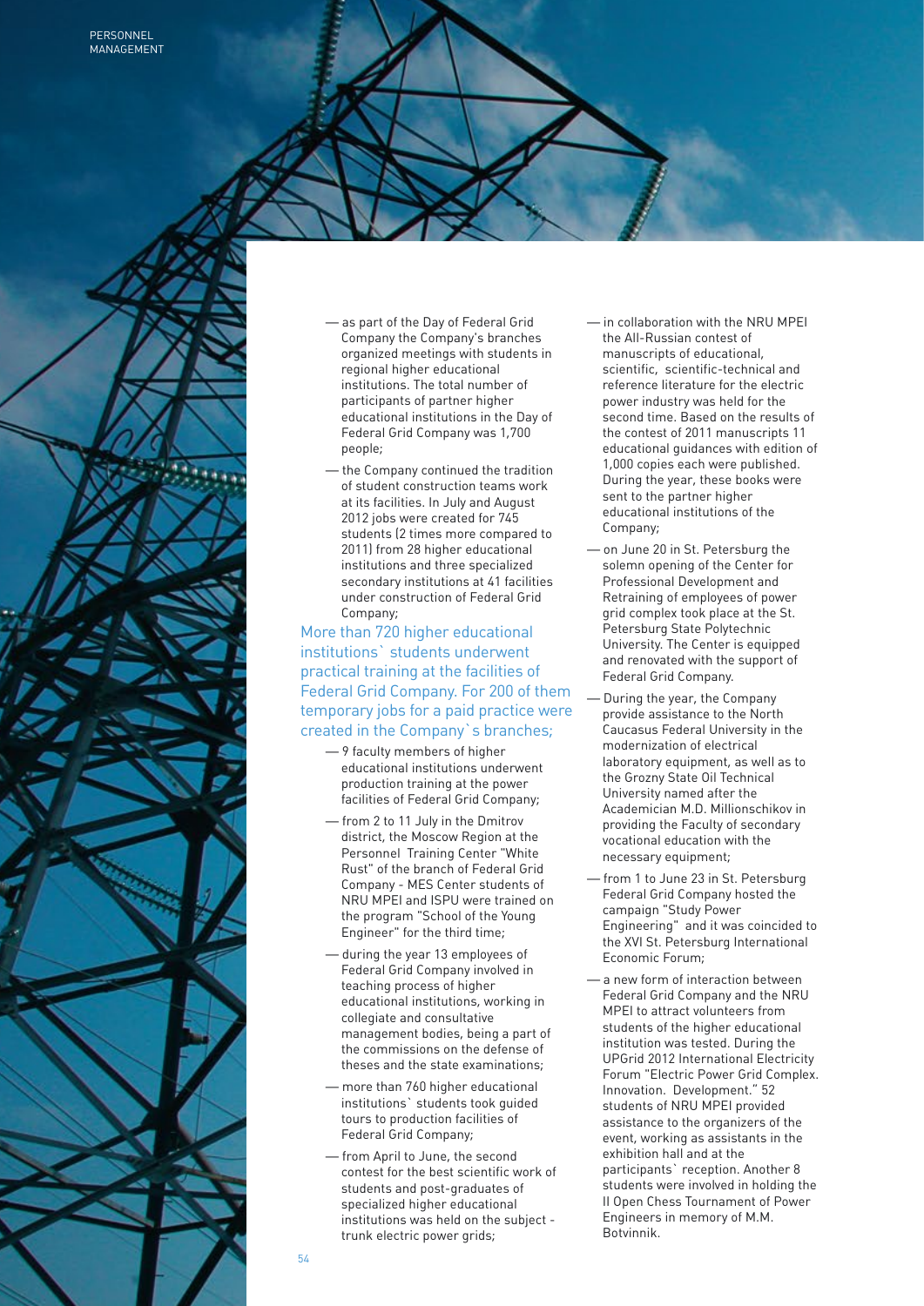- as part of the Day of Federal Grid Company the Company's branches organized meetings with students in regional higher educational institutions. The total number of participants of partner higher educational institutions in the Day of Federal Grid Company was 1,700 people;
- the Company continued the tradition of student construction teams work at its facilities. In July and August 2012 jobs were created for 745 students (2 times more compared to 2011) from 28 higher educational institutions and three specialized secondary institutions at 41 facilities under construction of Federal Grid Company;

More than 720 higher educational institutions` students underwent practical training at the facilities of Federal Grid Company. For 200 of them temporary jobs for a paid practice were created in the Company`s branches;

- 9 faculty members of higher educational institutions underwent production training at the power facilities of Federal Grid Company;
- from 2 to 11 July in the Dmitrov district, the Moscow Region at the Personnel Training Center "White Rust" of the branch of Federal Grid Company - MES Center students of NRU MPEI and ISPU were trained on the program "School of the Young Engineer" for the third time;
- during the year 13 employees of Federal Grid Company involved in teaching process of higher educational institutions, working in collegiate and consultative management bodies, being a part of the commissions on the defense of theses and the state examinations;
- more than 760 higher educational institutions` students took guided tours to production facilities of Federal Grid Company;
- from April to June, the second contest for the best scientific work of students and post-graduates of specialized higher educational institutions was held on the subject - trunk electric power grids;
- in collaboration with the NRU MPEI the All-Russian contest of manuscripts of educational, scientific, scientific-technical and reference literature for the electric power industry was held for the second time. Based on the results of the contest of 2011 manuscripts 11 educational guidances with edition of 1,000 copies each were published. During the year, these books were sent to the partner higher educational institutions of the Company;
- on June 20 in St. Petersburg the solemn opening of the Center for Professional Development and Retraining of employees of power grid complex took place at the St. Petersburg State Polytechnic University. The Center is equipped and renovated with the support of Federal Grid Company.
- During the year, the Company provide assistance to the North Caucasus Federal University in the modernization of electrical laboratory equipment, as well as to the Grozny State Oil Technical University named after the Academician M.D. Millionschikov in providing the Faculty of secondary vocational education with the necessary equipment;
- from 1 to June 23 in St. Petersburg Federal Grid Company hosted the campaign "Study Power Engineering" and it was coincided to the XVI St. Petersburg International Economic Forum;
- a new form of interaction between Federal Grid Company and the NRU MPEI to attract volunteers from students of the higher educational institution was tested. During the UPGrid 2012 International Electricity Forum "Electric Power Grid Complex. Innovation. Development." 52 students of NRU MPEI provided assistance to the organizers of the event, working as assistants in the exhibition hall and at the participants` reception. Another 8 students were involved in holding the II Open Chess Tournament of Power Engineers in memory of M.M. Botvinnik.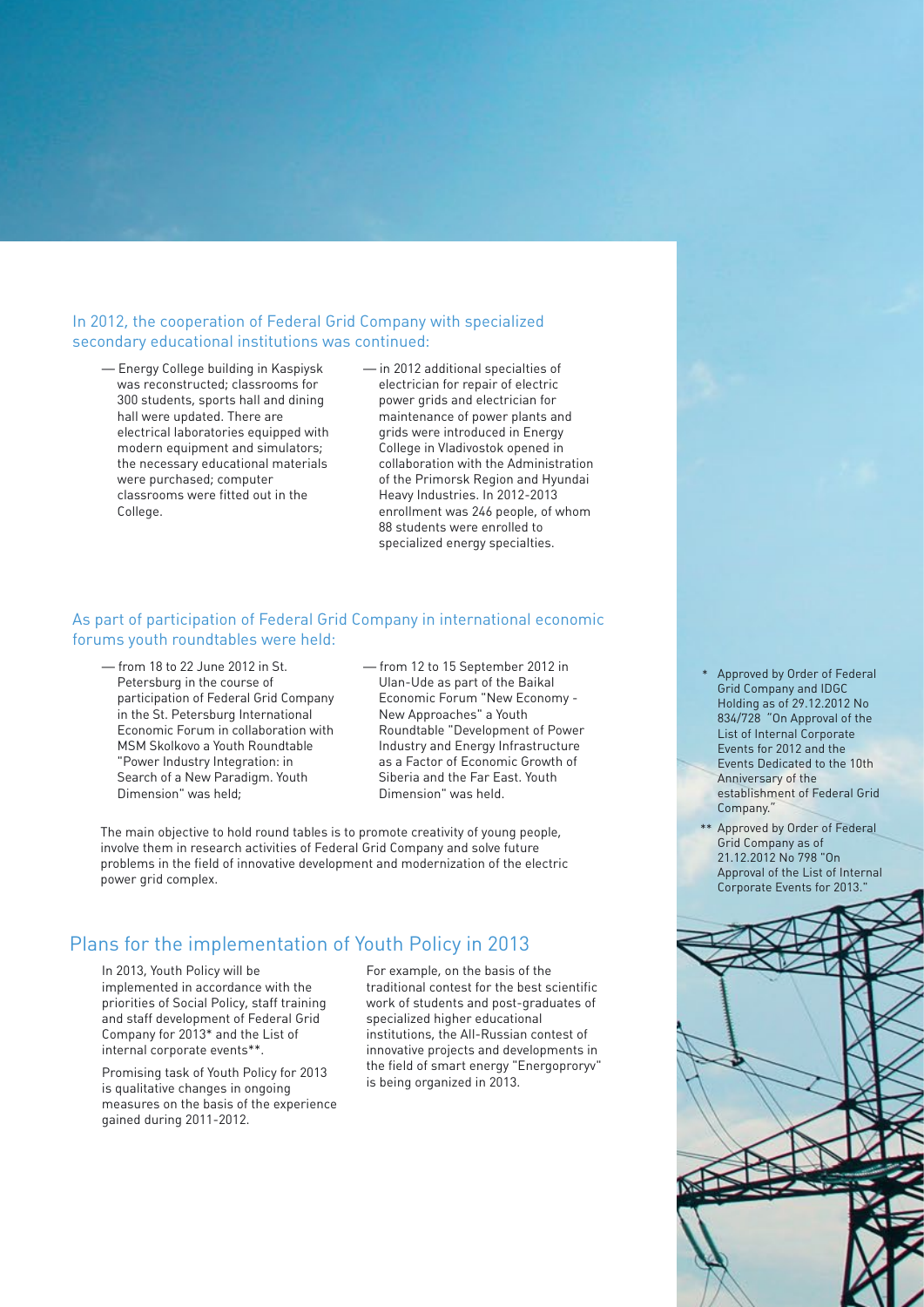### In 2012, the cooperation of Federal Grid Company with specialized secondary educational institutions was continued:

- Energy College building in Kaspiysk was reconstructed; classrooms for 300 students, sports hall and dining hall were updated. There are electrical laboratories equipped with modern equipment and simulators; the necessary educational materials were purchased; computer classrooms were fitted out in the College.
- in 2012 additional specialties of electrician for repair of electric power grids and electrician for maintenance of power plants and grids were introduced in Energy College in Vladivostok opened in collaboration with the Administration of the Primorsk Region and Hyundai Heavy Industries. In 2012-2013 enrollment was 246 people, of whom 88 students were enrolled to specialized energy specialties.

### As part of participation of Federal Grid Company in international economic forums youth roundtables were held:

- from 18 to 22 June 2012 in St. Petersburg in the course of participation of Federal Grid Company in the St. Petersburg International Economic Forum in collaboration with MSM Skolkovo a Youth Roundtable "Power Industry Integration: in Search of a New Paradigm. Youth Dimension" was held;
- from 12 to 15 September 2012 in Ulan-Ude as part of the Baikal Economic Forum "New Economy - New Approaches" a Youth Roundtable "Development of Power Industry and Energy Infrastructure as a Factor of Economic Growth of Siberia and the Far East. Youth Dimension" was held.

The main objective to hold round tables is to promote creativity of young people, involve them in research activities of Federal Grid Company and solve future problems in the field of innovative development and modernization of the electric power grid complex.

## Plans for the implementation of Youth Policy in 2013

In 2013, Youth Policy will be implemented in accordance with the priorities of Social Policy, staff training and staff development of Federal Grid Company for 2013* and the List of internal corporate events**.

Promising task of Youth Policy for 2013 is qualitative changes in ongoing measures on the basis of the experience gained during 2011-2012.

For example, on the basis of the traditional contest for the best scientific work of students and post-graduates of specialized higher educational institutions, the All-Russian contest of innovative projects and developments in the field of smart energy "Energoproryv" is being organized in 2013.

\* Approved by Order of Federal Grid Company and IDGC Holding as of 29.12.2012 No 834/728 "On Approval of the List of Internal Corporate Events for 2012 and the Events Dedicated to the 10th Anniversary of the establishment of Federal Grid Company."

\*\* Approved by Order of Federal Grid Company as of 21.12.2012 No 798 "On Approval of the List of Internal Corporate Events for 2013."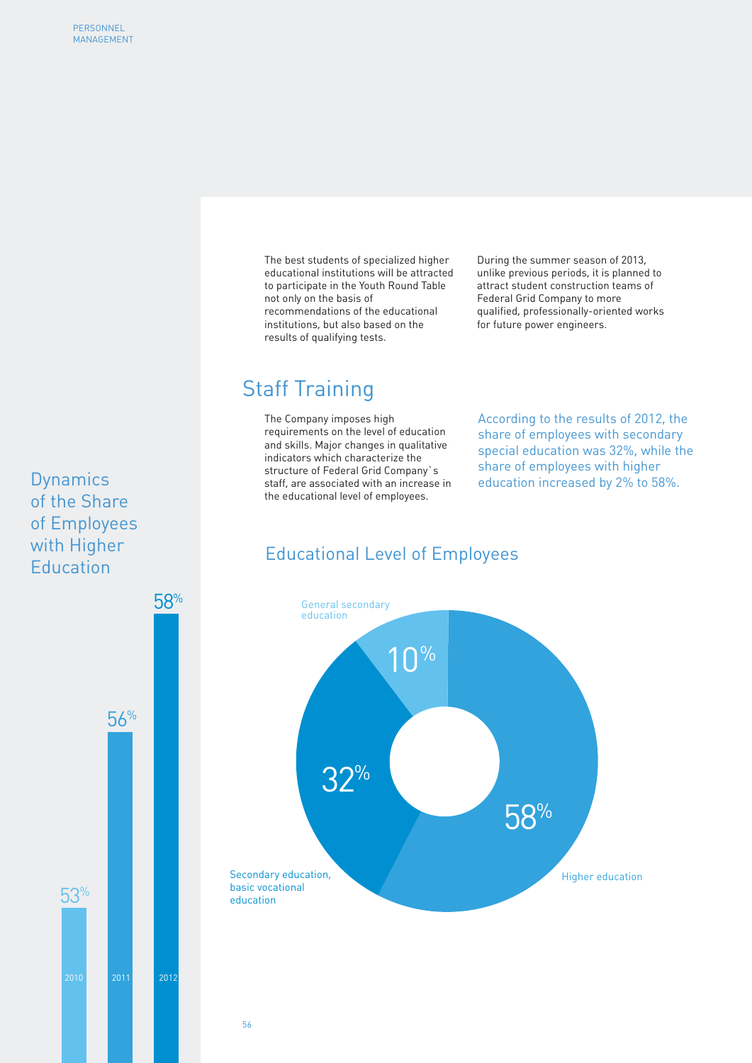The best students of specialized higher educational institutions will be attracted to participate in the Youth Round Table not only on the basis of recommendations of the educational institutions, but also based on the results of qualifying tests.

During the summer season of 2013, unlike previous periods, it is planned to attract student construction teams of Federal Grid Company to more qualified, professionally-oriented works for future power engineers.

## Staff Training

The Company imposes high requirements on the level of education and skills. Major changes in qualitative indicators which characterize the structure of Federal Grid Company`s staff, are associated with an increase in the educational level of employees.

According to the results of 2012, the share of employees with secondary special education was 32%, while the share of employees with higher education increased by 2% to 58%.

### Dynamics of the Share of Employees with Higher Education

53%
2010

56%
2011

58%
2012

### Educational Level of Employees

General secondary education
10%

Secondary education, basic vocational education
32%

Higher education
58%